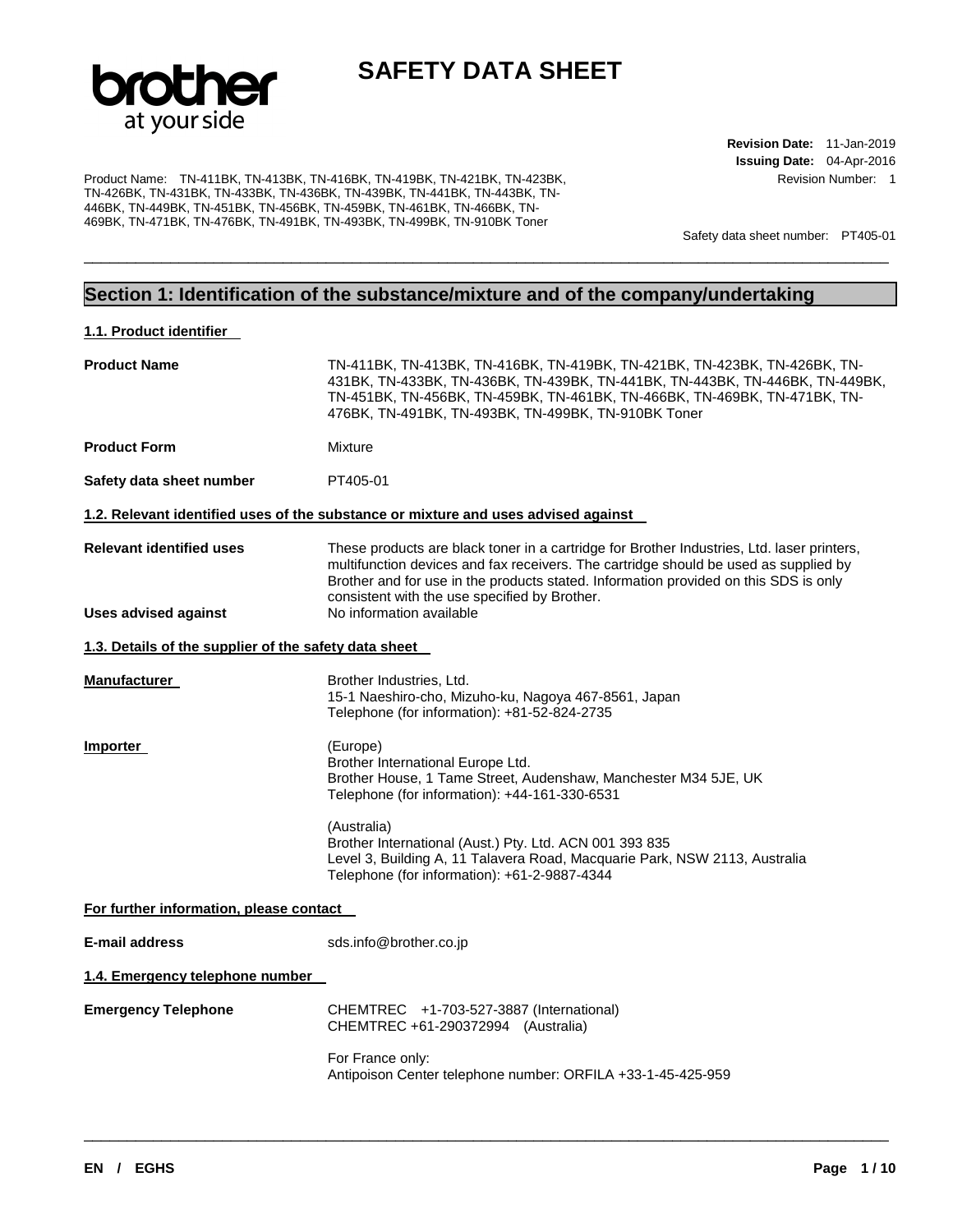# SAFETY DATA SHEET

**Revision Date:** 11-Jan-2019
**Issuing Date:** 04-Apr-2016
Revision Number: 1

Product Name: TN-411BK, TN-413BK, TN-416BK, TN-419BK, TN-421BK, TN-423BK, TN-426BK, TN-431BK, TN-433BK, TN-436BK, TN-439BK, TN-441BK, TN-443BK, TN-446BK, TN-449BK, TN-451BK, TN-456BK, TN-459BK, TN-461BK, TN-466BK, TN-469BK, TN-471BK, TN-476BK, TN-491BK, TN-493BK, TN-499BK, TN-910BK Toner

Safety data sheet number: PT405-01

## Section 1: Identification of the substance/mixture and of the company/undertaking

### 1.1. Product identifier

**Product Name**
TN-411BK, TN-413BK, TN-416BK, TN-419BK, TN-421BK, TN-423BK, TN-426BK, TN-431BK, TN-433BK, TN-436BK, TN-439BK, TN-441BK, TN-443BK, TN-446BK, TN-449BK, TN-451BK, TN-456BK, TN-459BK, TN-461BK, TN-466BK, TN-469BK, TN-471BK, TN-476BK, TN-491BK, TN-493BK, TN-499BK, TN-910BK Toner

**Product Form**
Mixture

**Safety data sheet number**
PT405-01

### 1.2. Relevant identified uses of the substance or mixture and uses advised against

**Relevant identified uses**
These products are black toner in a cartridge for Brother Industries, Ltd. laser printers, multifunction devices and fax receivers. The cartridge should be used as supplied by Brother and for use in the products stated. Information provided on this SDS is only consistent with the use specified by Brother.

**Uses advised against**
No information available

### 1.3. Details of the supplier of the safety data sheet

**Manufacturer**
Brother Industries, Ltd.
15-1 Naeshiro-cho, Mizuho-ku, Nagoya 467-8561, Japan
Telephone (for information): +81-52-824-2735

**Importer**
(Europe)
Brother International Europe Ltd.
Brother House, 1 Tame Street, Audenshaw, Manchester M34 5JE, UK
Telephone (for information): +44-161-330-6531

(Australia)
Brother International (Aust.) Pty. Ltd. ACN 001 393 835
Level 3, Building A, 11 Talavera Road, Macquarie Park, NSW 2113, Australia
Telephone (for information): +61-2-9887-4344

**For further information, please contact**

**E-mail address**
sds.info@brother.co.jp

### 1.4. Emergency telephone number

**Emergency Telephone**
CHEMTREC +1-703-527-3887 (International)
CHEMTREC +61-290372994 (Australia)

For France only:
Antipoison Center telephone number: ORFILA +33-1-45-425-959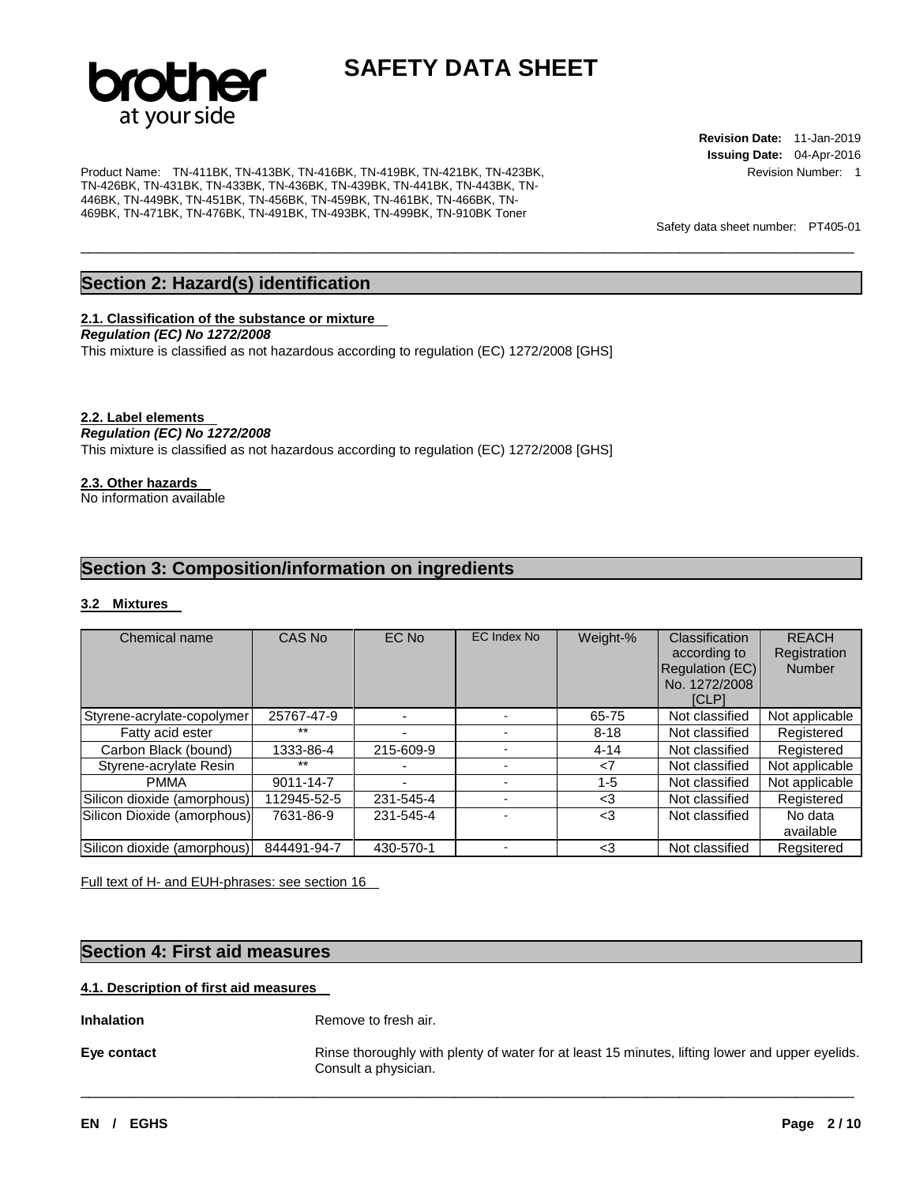# SAFETY DATA SHEET

**Revision Date:** 11-Jan-2019
**Issuing Date:** 04-Apr-2016
Revision Number: 1

Product Name: TN-411BK, TN-413BK, TN-416BK, TN-419BK, TN-421BK, TN-423BK, TN-426BK, TN-431BK, TN-433BK, TN-436BK, TN-439BK, TN-441BK, TN-443BK, TN-446BK, TN-449BK, TN-451BK, TN-456BK, TN-459BK, TN-461BK, TN-466BK, TN-469BK, TN-471BK, TN-476BK, TN-491BK, TN-493BK, TN-499BK, TN-910BK Toner

Safety data sheet number: PT405-01

## Section 2: Hazard(s) identification

### 2.1. Classification of the substance or mixture

***Regulation (EC) No 1272/2008***

This mixture is classified as not hazardous according to regulation (EC) 1272/2008 [GHS]

### 2.2. Label elements

***Regulation (EC) No 1272/2008***

This mixture is classified as not hazardous according to regulation (EC) 1272/2008 [GHS]

### 2.3. Other hazards

No information available

## Section 3: Composition/information on ingredients

### 3.2 Mixtures

| Chemical name | CAS No | EC No | EC Index No | Weight-% | Classification according to Regulation (EC) No. 1272/2008 [CLP] | REACH Registration Number |
|---|---|---|---|---|---|---|
| Styrene-acrylate-copolymer | 25767-47-9 | - | - | 65-75 | Not classified | Not applicable |
| Fatty acid ester | ** | - | - | 8-18 | Not classified | Registered |
| Carbon Black (bound) | 1333-86-4 | 215-609-9 | - | 4-14 | Not classified | Registered |
| Styrene-acrylate Resin | ** | - | - | <7 | Not classified | Not applicable |
| PMMA | 9011-14-7 | - | - | 1-5 | Not classified | Not applicable |
| Silicon dioxide (amorphous) | 112945-52-5 | 231-545-4 | - | <3 | Not classified | Registered |
| Silicon Dioxide (amorphous) | 7631-86-9 | 231-545-4 | - | <3 | Not classified | No data available |
| Silicon dioxide (amorphous) | 844491-94-7 | 430-570-1 | - | <3 | Not classified | Regsitered |

Full text of H- and EUH-phrases: see section 16

## Section 4: First aid measures

### 4.1. Description of first aid measures

**Inhalation** Remove to fresh air.

**Eye contact** Rinse thoroughly with plenty of water for at least 15 minutes, lifting lower and upper eyelids. Consult a physician.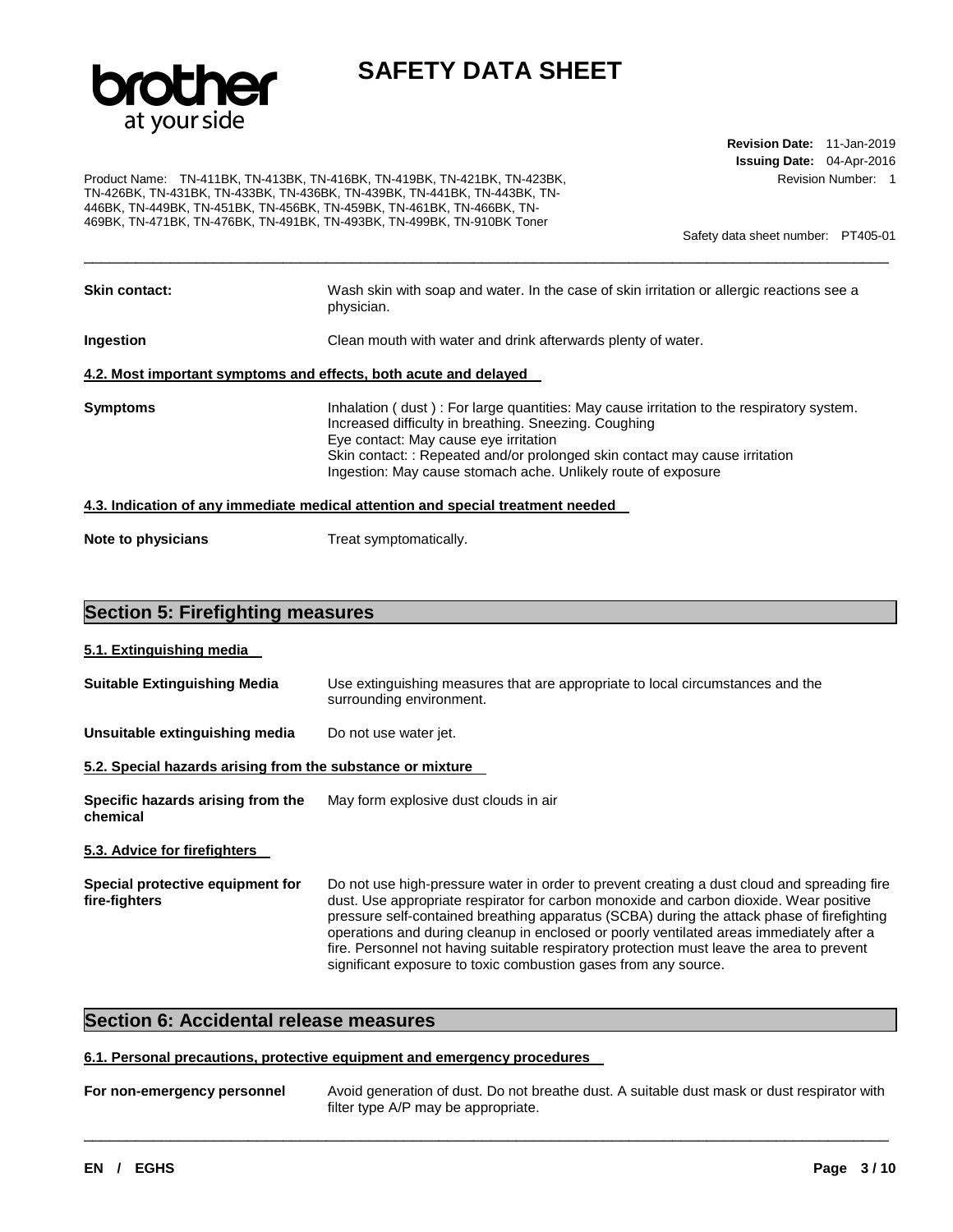| | |
|---|---|
| **Skin contact:** | Wash skin with soap and water. In the case of skin irritation or allergic reactions see a physician. |
| **Ingestion** | Clean mouth with water and drink afterwards plenty of water. |

**4.2. Most important symptoms and effects, both acute and delayed**

| | |
|---|---|
| **Symptoms** | Inhalation ( dust ) : For large quantities: May cause irritation to the respiratory system. Increased difficulty in breathing. Sneezing. Coughing<br>Eye contact: May cause eye irritation<br>Skin contact: : Repeated and/or prolonged skin contact may cause irritation<br>Ingestion: May cause stomach ache. Unlikely route of exposure |

**4.3. Indication of any immediate medical attention and special treatment needed**

| | |
|---|---|
| **Note to physicians** | Treat symptomatically. |

## Section 5: Firefighting measures

**5.1. Extinguishing media**

| | |
|---|---|
| **Suitable Extinguishing Media** | Use extinguishing measures that are appropriate to local circumstances and the surrounding environment. |
| **Unsuitable extinguishing media** | Do not use water jet. |

**5.2. Special hazards arising from the substance or mixture**

| | |
|---|---|
| **Specific hazards arising from the chemical** | May form explosive dust clouds in air |

**5.3. Advice for firefighters**

| | |
|---|---|
| **Special protective equipment for fire-fighters** | Do not use high-pressure water in order to prevent creating a dust cloud and spreading fire dust. Use appropriate respirator for carbon monoxide and carbon dioxide. Wear positive pressure self-contained breathing apparatus (SCBA) during the attack phase of firefighting operations and during cleanup in enclosed or poorly ventilated areas immediately after a fire. Personnel not having suitable respiratory protection must leave the area to prevent significant exposure to toxic combustion gases from any source. |

## Section 6: Accidental release measures

**6.1. Personal precautions, protective equipment and emergency procedures**

| | |
|---|---|
| **For non-emergency personnel** | Avoid generation of dust. Do not breathe dust. A suitable dust mask or dust respirator with filter type A/P may be appropriate. |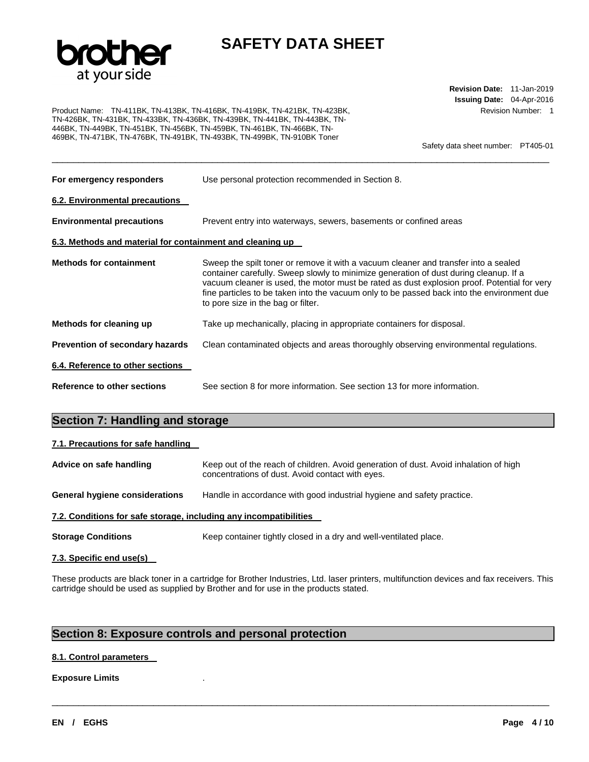**For emergency responders** Use personal protection recommended in Section 8.

### 6.2. Environmental precautions

**Environmental precautions** Prevent entry into waterways, sewers, basements or confined areas

### 6.3. Methods and material for containment and cleaning up

**Methods for containment** Sweep the spilt toner or remove it with a vacuum cleaner and transfer into a sealed container carefully. Sweep slowly to minimize generation of dust during cleanup. If a vacuum cleaner is used, the motor must be rated as dust explosion proof. Potential for very fine particles to be taken into the vacuum only to be passed back into the environment due to pore size in the bag or filter.

**Methods for cleaning up** Take up mechanically, placing in appropriate containers for disposal.

**Prevention of secondary hazards** Clean contaminated objects and areas thoroughly observing environmental regulations.

### 6.4. Reference to other sections

**Reference to other sections** See section 8 for more information. See section 13 for more information.

## Section 7: Handling and storage

### 7.1. Precautions for safe handling

**Advice on safe handling** Keep out of the reach of children. Avoid generation of dust. Avoid inhalation of high concentrations of dust. Avoid contact with eyes.

**General hygiene considerations** Handle in accordance with good industrial hygiene and safety practice.

### 7.2. Conditions for safe storage, including any incompatibilities

**Storage Conditions** Keep container tightly closed in a dry and well-ventilated place.

### 7.3. Specific end use(s)

These products are black toner in a cartridge for Brother Industries, Ltd. laser printers, multifunction devices and fax receivers. This cartridge should be used as supplied by Brother and for use in the products stated.

## Section 8: Exposure controls and personal protection

### 8.1. Control parameters

**Exposure Limits** .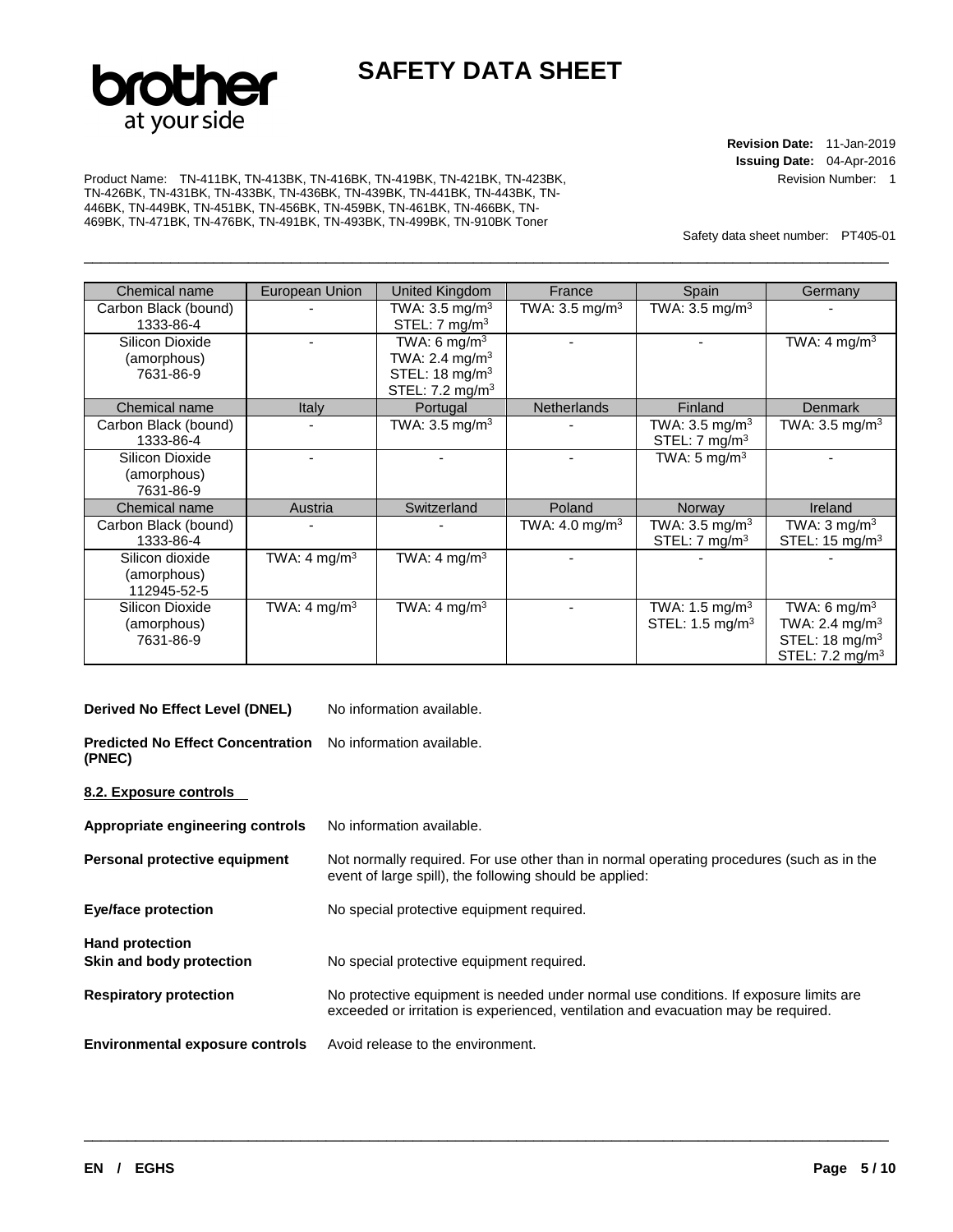| Chemical name | European Union | United Kingdom | France | Spain | Germany |
|---|---|---|---|---|---|
| Carbon Black (bound) 1333-86-4 | - | TWA: 3.5 mg/m$^3$ STEL: 7 mg/m$^3$ | TWA: 3.5 mg/m$^3$ | TWA: 3.5 mg/m$^3$ | - |
| Silicon Dioxide (amorphous) 7631-86-9 | - | TWA: 6 mg/m$^3$ TWA: 2.4 mg/m$^3$ STEL: 18 mg/m$^3$ STEL: 7.2 mg/m$^3$ | - | - | TWA: 4 mg/m$^3$ |
| **Chemical name** | **Italy** | **Portugal** | **Netherlands** | **Finland** | **Denmark** |
| Carbon Black (bound) 1333-86-4 | - | TWA: 3.5 mg/m$^3$ | - | TWA: 3.5 mg/m$^3$ STEL: 7 mg/m$^3$ | TWA: 3.5 mg/m$^3$ |
| Silicon Dioxide (amorphous) 7631-86-9 | - | - | - | TWA: 5 mg/m$^3$ | - |
| **Chemical name** | **Austria** | **Switzerland** | **Poland** | **Norway** | **Ireland** |
| Carbon Black (bound) 1333-86-4 | - | - | TWA: 4.0 mg/m$^3$ | TWA: 3.5 mg/m$^3$ STEL: 7 mg/m$^3$ | TWA: 3 mg/m$^3$ STEL: 15 mg/m$^3$ |
| Silicon dioxide (amorphous) 112945-52-5 | TWA: 4 mg/m$^3$ | TWA: 4 mg/m$^3$ | - | - | - |
| Silicon Dioxide (amorphous) 7631-86-9 | TWA: 4 mg/m$^3$ | TWA: 4 mg/m$^3$ | - | TWA: 1.5 mg/m$^3$ STEL: 1.5 mg/m$^3$ | TWA: 6 mg/m$^3$ TWA: 2.4 mg/m$^3$ STEL: 18 mg/m$^3$ STEL: 7.2 mg/m$^3$ |

**Derived No Effect Level (DNEL)** No information available.

**Predicted No Effect Concentration (PNEC)** No information available.

**8.2. Exposure controls**

**Appropriate engineering controls** No information available.

**Personal protective equipment** Not normally required. For use other than in normal operating procedures (such as in the event of large spill), the following should be applied:

**Eye/face protection** No special protective equipment required.

**Hand protection**

**Skin and body protection** No special protective equipment required.

**Respiratory protection** No protective equipment is needed under normal use conditions. If exposure limits are exceeded or irritation is experienced, ventilation and evacuation may be required.

**Environmental exposure controls** Avoid release to the environment.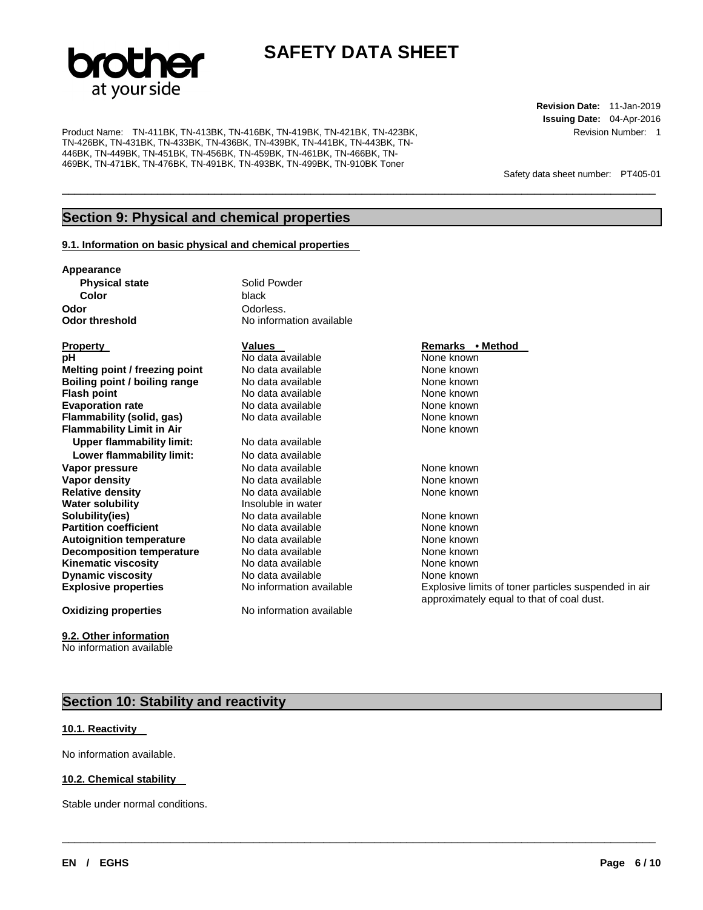## Section 9: Physical and chemical properties

### 9.1. Information on basic physical and chemical properties

**Appearance**

| | |
|---|---|
| **Physical state** | Solid Powder |
| **Color** | black |
| **Odor** | Odorless. |
| **Odor threshold** | No information available |

| Property | Values | Remarks • Method |
|---|---|---|
| **pH** | No data available | None known |
| **Melting point / freezing point** | No data available | None known |
| **Boiling point / boiling range** | No data available | None known |
| **Flash point** | No data available | None known |
| **Evaporation rate** | No data available | None known |
| **Flammability (solid, gas)** | No data available | None known |
| **Flammability Limit in Air** | | None known |
| **Upper flammability limit:** | No data available | |
| **Lower flammability limit:** | No data available | |
| **Vapor pressure** | No data available | None known |
| **Vapor density** | No data available | None known |
| **Relative density** | No data available | None known |
| **Water solubility** | Insoluble in water | |
| **Solubility(ies)** | No data available | None known |
| **Partition coefficient** | No data available | None known |
| **Autoignition temperature** | No data available | None known |
| **Decomposition temperature** | No data available | None known |
| **Kinematic viscosity** | No data available | None known |
| **Dynamic viscosity** | No data available | None known |
| **Explosive properties** | No information available | Explosive limits of toner particles suspended in air approximately equal to that of coal dust. |
| **Oxidizing properties** | No information available | |

### 9.2. Other information

No information available

## Section 10: Stability and reactivity

### 10.1. Reactivity

No information available.

### 10.2. Chemical stability

Stable under normal conditions.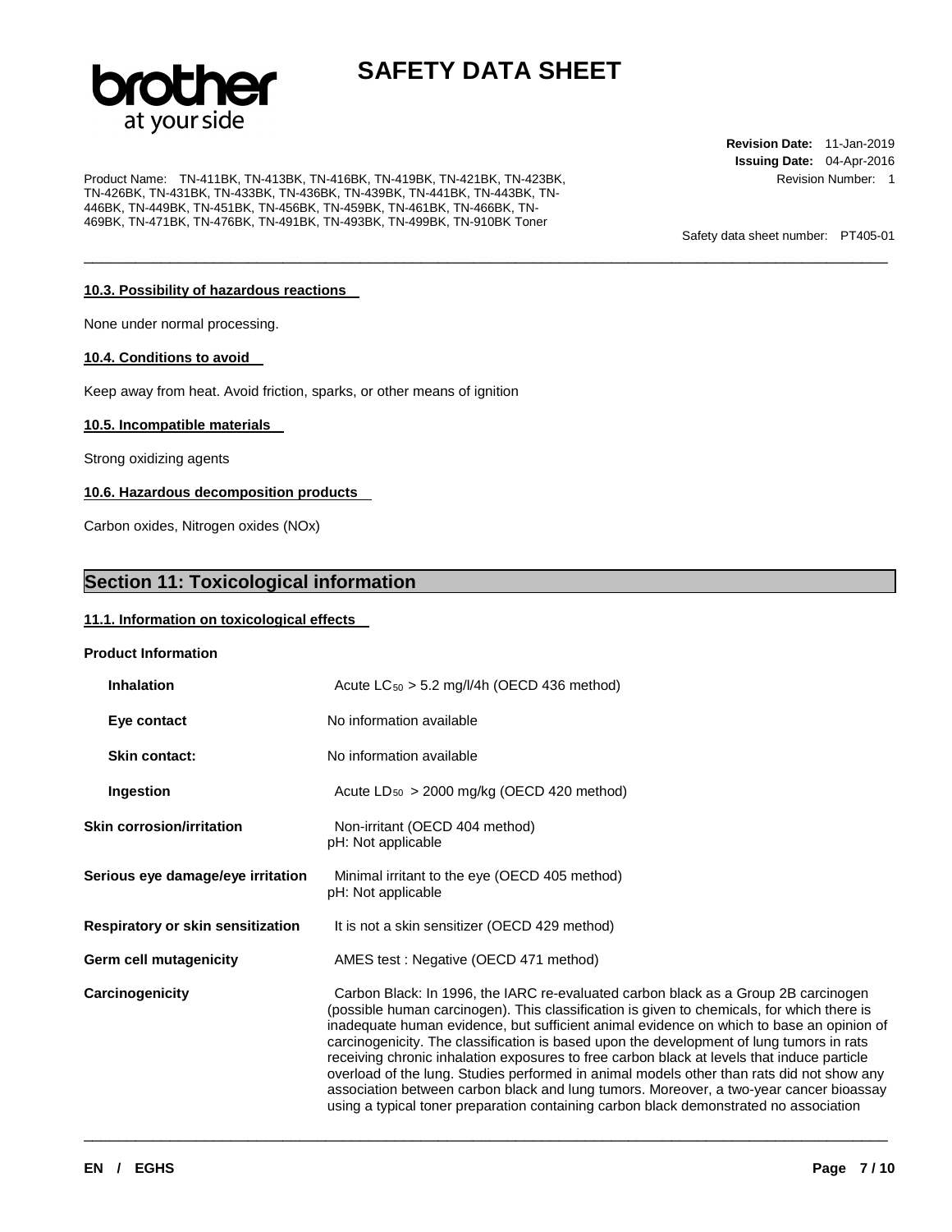#### 10.3. Possibility of hazardous reactions

None under normal processing.

#### 10.4. Conditions to avoid

Keep away from heat. Avoid friction, sparks, or other means of ignition

#### 10.5. Incompatible materials

Strong oxidizing agents

#### 10.6. Hazardous decomposition products

Carbon oxides, Nitrogen oxides (NOx)

## Section 11: Toxicological information

#### 11.1. Information on toxicological effects

**Product Information**

| | |
|---|---|
| **Inhalation** | Acute $LC_{50}$ > 5.2 mg/l/4h (OECD 436 method) |
| **Eye contact** | No information available |
| **Skin contact:** | No information available |
| **Ingestion** | Acute $LD_{50}$ > 2000 mg/kg (OECD 420 method) |

**Skin corrosion/irritation** Non-irritant (OECD 404 method)
pH: Not applicable

**Serious eye damage/eye irritation** Minimal irritant to the eye (OECD 405 method)
pH: Not applicable

**Respiratory or skin sensitization** It is not a skin sensitizer (OECD 429 method)

**Germ cell mutagenicity** AMES test : Negative (OECD 471 method)

**Carcinogenicity** Carbon Black: In 1996, the IARC re-evaluated carbon black as a Group 2B carcinogen (possible human carcinogen). This classification is given to chemicals, for which there is inadequate human evidence, but sufficient animal evidence on which to base an opinion of carcinogenicity. The classification is based upon the development of lung tumors in rats receiving chronic inhalation exposures to free carbon black at levels that induce particle overload of the lung. Studies performed in animal models other than rats did not show any association between carbon black and lung tumors. Moreover, a two-year cancer bioassay using a typical toner preparation containing carbon black demonstrated no association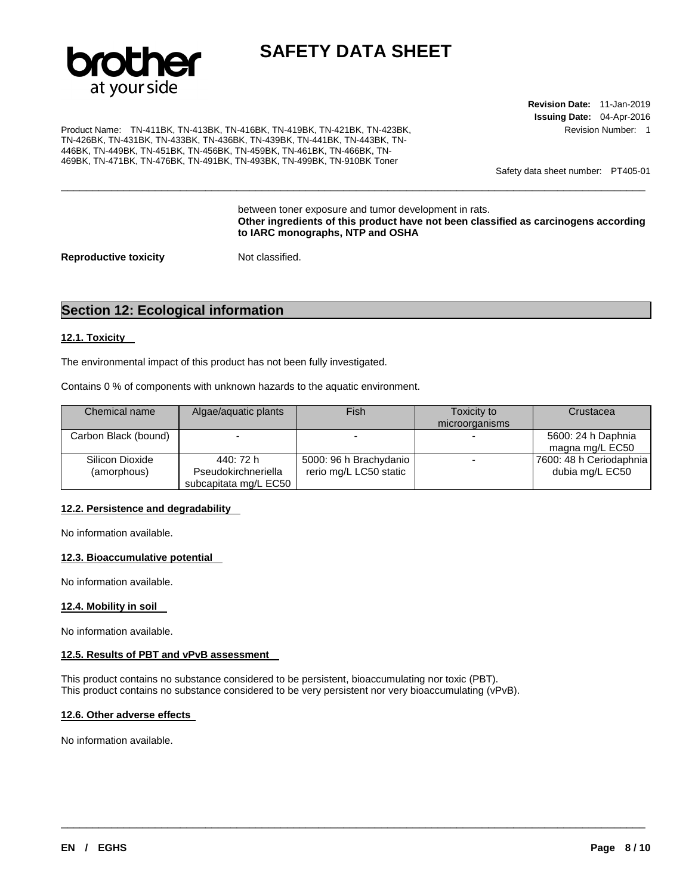between toner exposure and tumor development in rats.
**Other ingredients of this product have not been classified as carcinogens according to IARC monographs, NTP and OSHA**

**Reproductive toxicity** Not classified.

## Section 12: Ecological information

### 12.1. Toxicity

The environmental impact of this product has not been fully investigated.

Contains 0 % of components with unknown hazards to the aquatic environment.

| Chemical name | Algae/aquatic plants | Fish | Toxicity to microorganisms | Crustacea |
|---|---|---|---|---|
| Carbon Black (bound) | - | - | - | 5600: 24 h Daphnia magna mg/L EC50 |
| Silicon Dioxide (amorphous) | 440: 72 h Pseudokirchneriella subcapitata mg/L EC50 | 5000: 96 h Brachydanio rerio mg/L LC50 static | - | 7600: 48 h Ceriodaphnia dubia mg/L EC50 |

### 12.2. Persistence and degradability

No information available.

### 12.3. Bioaccumulative potential

No information available.

### 12.4. Mobility in soil

No information available.

### 12.5. Results of PBT and vPvB assessment

This product contains no substance considered to be persistent, bioaccumulating nor toxic (PBT).
This product contains no substance considered to be very persistent nor very bioaccumulating (vPvB).

### 12.6. Other adverse effects

No information available.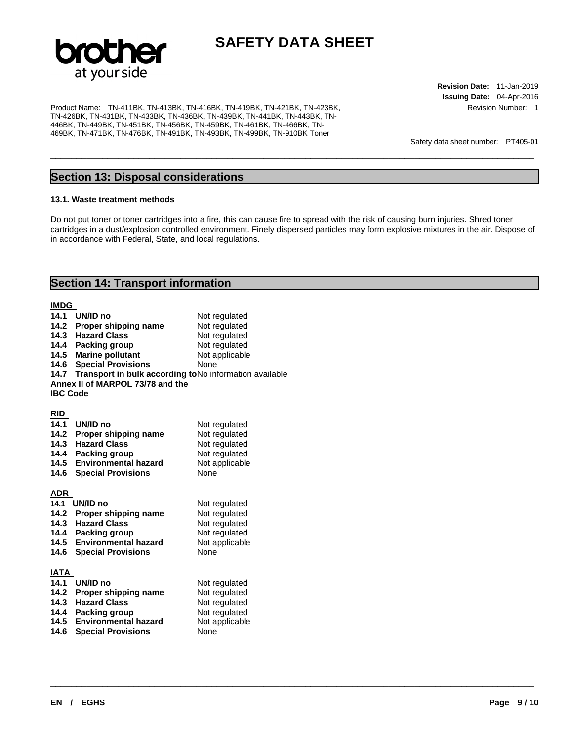## Section 13: Disposal considerations

### 13.1. Waste treatment methods

Do not put toner or toner cartridges into a fire, this can cause fire to spread with the risk of causing burn injuries. Shred toner cartridges in a dust/explosion controlled environment. Finely dispersed particles may form explosive mixtures in the air. Dispose of in accordance with Federal, State, and local regulations.

## Section 14: Transport information

### IMDG

| | |
|---|---|
| **14.1 UN/ID no** | Not regulated |
| **14.2 Proper shipping name** | Not regulated |
| **14.3 Hazard Class** | Not regulated |
| **14.4 Packing group** | Not regulated |
| **14.5 Marine pollutant** | Not applicable |
| **14.6 Special Provisions** | None |
| **14.7 Transport in bulk according to Annex II of MARPOL 73/78 and the IBC Code** | No information available |

### RID

| | |
|---|---|
| **14.1 UN/ID no** | Not regulated |
| **14.2 Proper shipping name** | Not regulated |
| **14.3 Hazard Class** | Not regulated |
| **14.4 Packing group** | Not regulated |
| **14.5 Environmental hazard** | Not applicable |
| **14.6 Special Provisions** | None |

### ADR

| | |
|---|---|
| **14.1 UN/ID no** | Not regulated |
| **14.2 Proper shipping name** | Not regulated |
| **14.3 Hazard Class** | Not regulated |
| **14.4 Packing group** | Not regulated |
| **14.5 Environmental hazard** | Not applicable |
| **14.6 Special Provisions** | None |

### IATA

| | |
|---|---|
| **14.1 UN/ID no** | Not regulated |
| **14.2 Proper shipping name** | Not regulated |
| **14.3 Hazard Class** | Not regulated |
| **14.4 Packing group** | Not regulated |
| **14.5 Environmental hazard** | Not applicable |
| **14.6 Special Provisions** | None |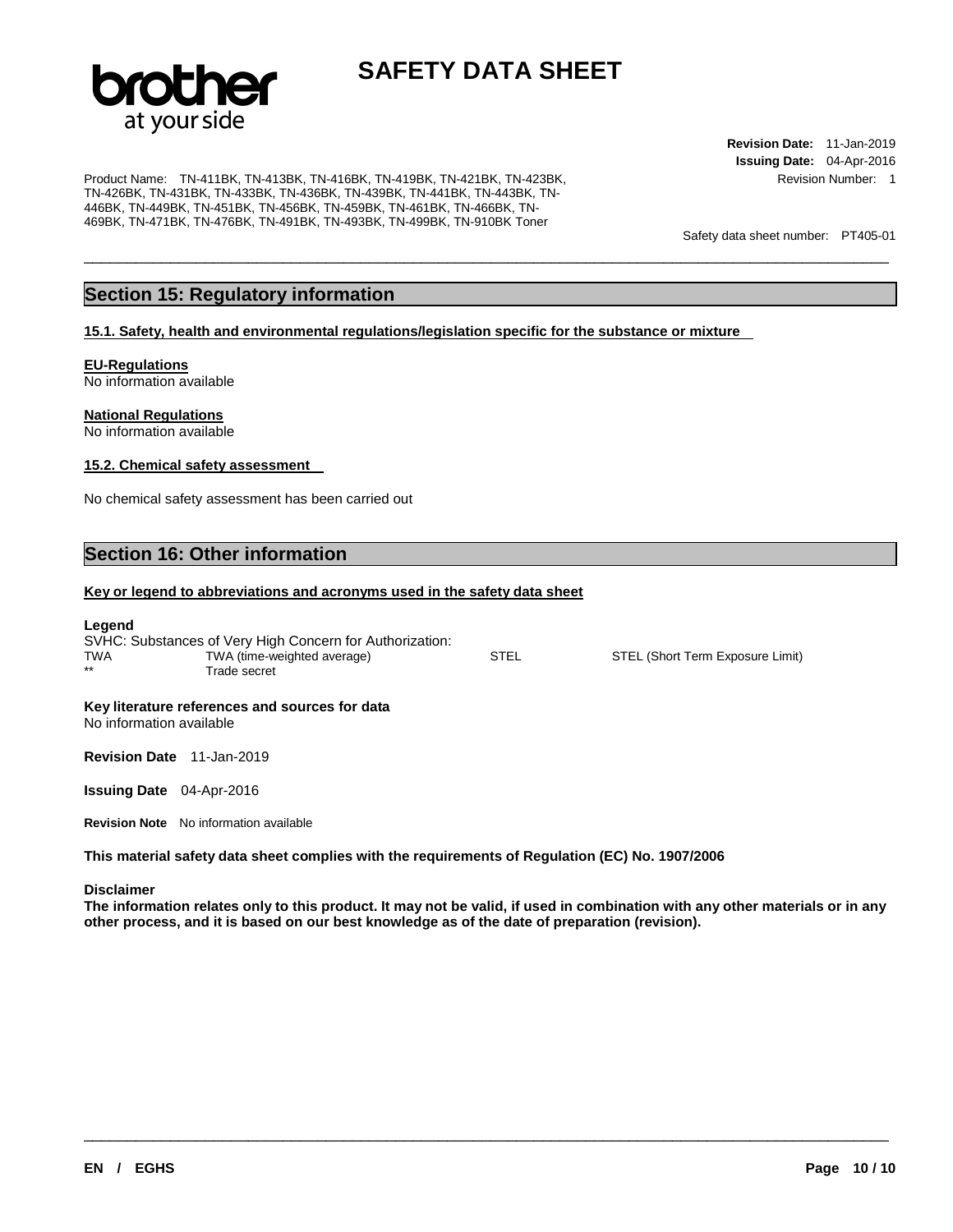## Section 15: Regulatory information

**15.1. Safety, health and environmental regulations/legislation specific for the substance or mixture**

**EU-Regulations**
No information available

**National Regulations**
No information available

**15.2. Chemical safety assessment**

No chemical safety assessment has been carried out

## Section 16: Other information

**Key or legend to abbreviations and acronyms used in the safety data sheet**

**Legend**
SVHC: Substances of Very High Concern for Authorization:

| | | | |
|---|---|---|---|
| TWA | TWA (time-weighted average) | STEL | STEL (Short Term Exposure Limit) |
| ** | Trade secret | | |

**Key literature references and sources for data**
No information available

**Revision Date** 11-Jan-2019

**Issuing Date** 04-Apr-2016

**Revision Note** No information available

**This material safety data sheet complies with the requirements of Regulation (EC) No. 1907/2006**

**Disclaimer**
**The information relates only to this product. It may not be valid, if used in combination with any other materials or in any other process, and it is based on our best knowledge as of the date of preparation (revision).**